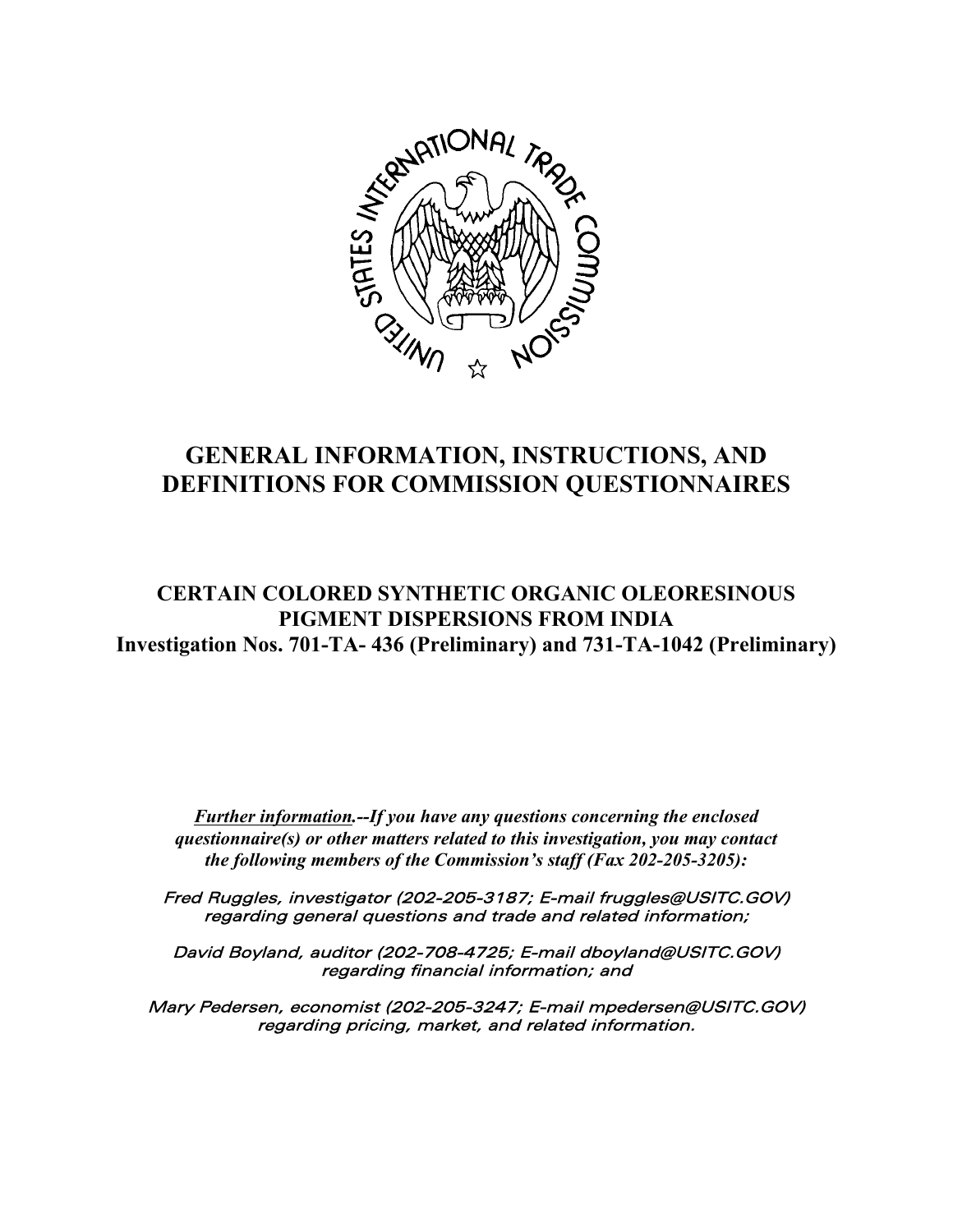# GENERAL INFORMATION, INSTRUCTIONS, AND DEFINITIONS FOR COMMISSION QUESTIONNAIRES

## CERTAIN COLORED SYNTHETIC ORGANIC OLEORESINOUS PIGMENT DISPERSIONS FROM INDIA

**Investigation Nos. 701-TA- 436 (Preliminary) and 731-TA-1042 (Preliminary)**

***Further information.--If you have any questions concerning the enclosed questionnaire(s) or other matters related to this investigation, you may contact the following members of the Commission's staff (Fax 202-205-3205):***

*Fred Ruggles, investigator (202-205-3187; E-mail fruggles@USITC.GOV) regarding general questions and trade and related information;*

*David Boyland, auditor (202-708-4725; E-mail dboyland@USITC.GOV) regarding financial information; and*

*Mary Pedersen, economist (202-205-3247; E-mail mpedersen@USITC.GOV) regarding pricing, market, and related information.*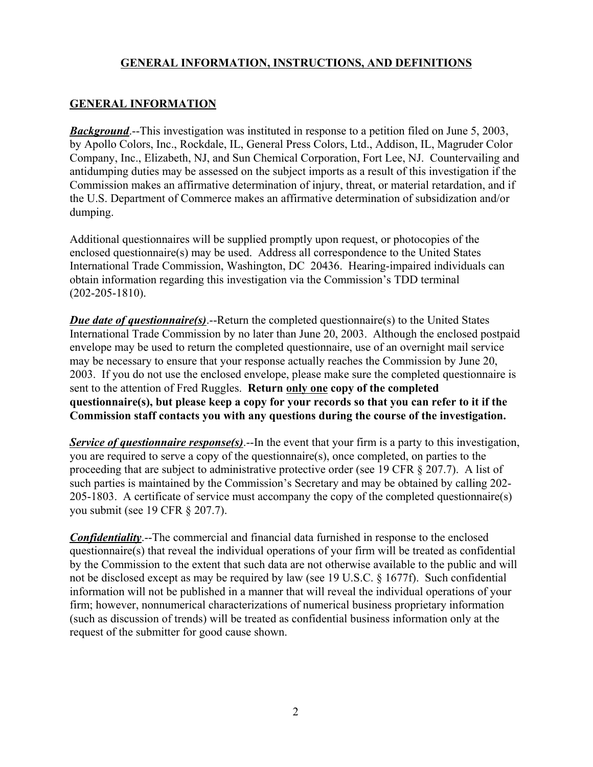## GENERAL INFORMATION, INSTRUCTIONS, AND DEFINITIONS

### GENERAL INFORMATION

***Background***.--This investigation was instituted in response to a petition filed on June 5, 2003, by Apollo Colors, Inc., Rockdale, IL, General Press Colors, Ltd., Addison, IL, Magruder Color Company, Inc., Elizabeth, NJ, and Sun Chemical Corporation, Fort Lee, NJ. Countervailing and antidumping duties may be assessed on the subject imports as a result of this investigation if the Commission makes an affirmative determination of injury, threat, or material retardation, and if the U.S. Department of Commerce makes an affirmative determination of subsidization and/or dumping.

Additional questionnaires will be supplied promptly upon request, or photocopies of the enclosed questionnaire(s) may be used. Address all correspondence to the United States International Trade Commission, Washington, DC 20436. Hearing-impaired individuals can obtain information regarding this investigation via the Commission's TDD terminal (202-205-1810).

***Due date of questionnaire(s)***.--Return the completed questionnaire(s) to the United States International Trade Commission by no later than June 20, 2003. Although the enclosed postpaid envelope may be used to return the completed questionnaire, use of an overnight mail service may be necessary to ensure that your response actually reaches the Commission by June 20, 2003. If you do not use the enclosed envelope, please make sure the completed questionnaire is sent to the attention of Fred Ruggles. **Return only one copy of the completed questionnaire(s), but please keep a copy for your records so that you can refer to it if the Commission staff contacts you with any questions during the course of the investigation.**

***Service of questionnaire response(s)***.--In the event that your firm is a party to this investigation, you are required to serve a copy of the questionnaire(s), once completed, on parties to the proceeding that are subject to administrative protective order (see 19 CFR § 207.7). A list of such parties is maintained by the Commission's Secretary and may be obtained by calling 202-205-1803. A certificate of service must accompany the copy of the completed questionnaire(s) you submit (see 19 CFR § 207.7).

***Confidentiality***.--The commercial and financial data furnished in response to the enclosed questionnaire(s) that reveal the individual operations of your firm will be treated as confidential by the Commission to the extent that such data are not otherwise available to the public and will not be disclosed except as may be required by law (see 19 U.S.C. § 1677f). Such confidential information will not be published in a manner that will reveal the individual operations of your firm; however, nonnumerical characterizations of numerical business proprietary information (such as discussion of trends) will be treated as confidential business information only at the request of the submitter for good cause shown.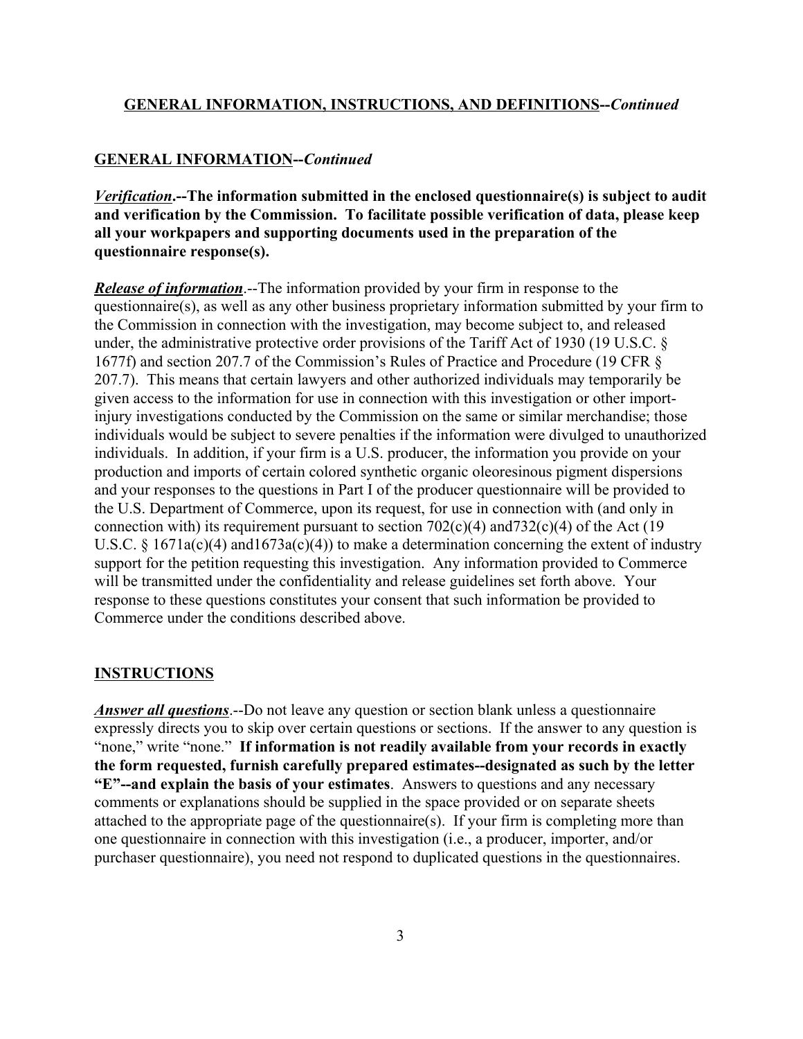## GENERAL INFORMATION, INSTRUCTIONS, AND DEFINITIONS--*Continued*

### GENERAL INFORMATION--*Continued*

***Verification*.--The information submitted in the enclosed questionnaire(s) is subject to audit and verification by the Commission. To facilitate possible verification of data, please keep all your workpapers and supporting documents used in the preparation of the questionnaire response(s).**

***Release of information***.--The information provided by your firm in response to the questionnaire(s), as well as any other business proprietary information submitted by your firm to the Commission in connection with the investigation, may become subject to, and released under, the administrative protective order provisions of the Tariff Act of 1930 (19 U.S.C. § 1677f) and section 207.7 of the Commission's Rules of Practice and Procedure (19 CFR § 207.7). This means that certain lawyers and other authorized individuals may temporarily be given access to the information for use in connection with this investigation or other import-injury investigations conducted by the Commission on the same or similar merchandise; those individuals would be subject to severe penalties if the information were divulged to unauthorized individuals. In addition, if your firm is a U.S. producer, the information you provide on your production and imports of certain colored synthetic organic oleoresinous pigment dispersions and your responses to the questions in Part I of the producer questionnaire will be provided to the U.S. Department of Commerce, upon its request, for use in connection with (and only in connection with) its requirement pursuant to section 702(c)(4) and732(c)(4) of the Act (19 U.S.C. § 1671a(c)(4) and1673a(c)(4)) to make a determination concerning the extent of industry support for the petition requesting this investigation. Any information provided to Commerce will be transmitted under the confidentiality and release guidelines set forth above. Your response to these questions constitutes your consent that such information be provided to Commerce under the conditions described above.

### INSTRUCTIONS

***Answer all questions***.--Do not leave any question or section blank unless a questionnaire expressly directs you to skip over certain questions or sections. If the answer to any question is "none," write "none." **If information is not readily available from your records in exactly the form requested, furnish carefully prepared estimates--designated as such by the letter "E"--and explain the basis of your estimates**. Answers to questions and any necessary comments or explanations should be supplied in the space provided or on separate sheets attached to the appropriate page of the questionnaire(s). If your firm is completing more than one questionnaire in connection with this investigation (i.e., a producer, importer, and/or purchaser questionnaire), you need not respond to duplicated questions in the questionnaires.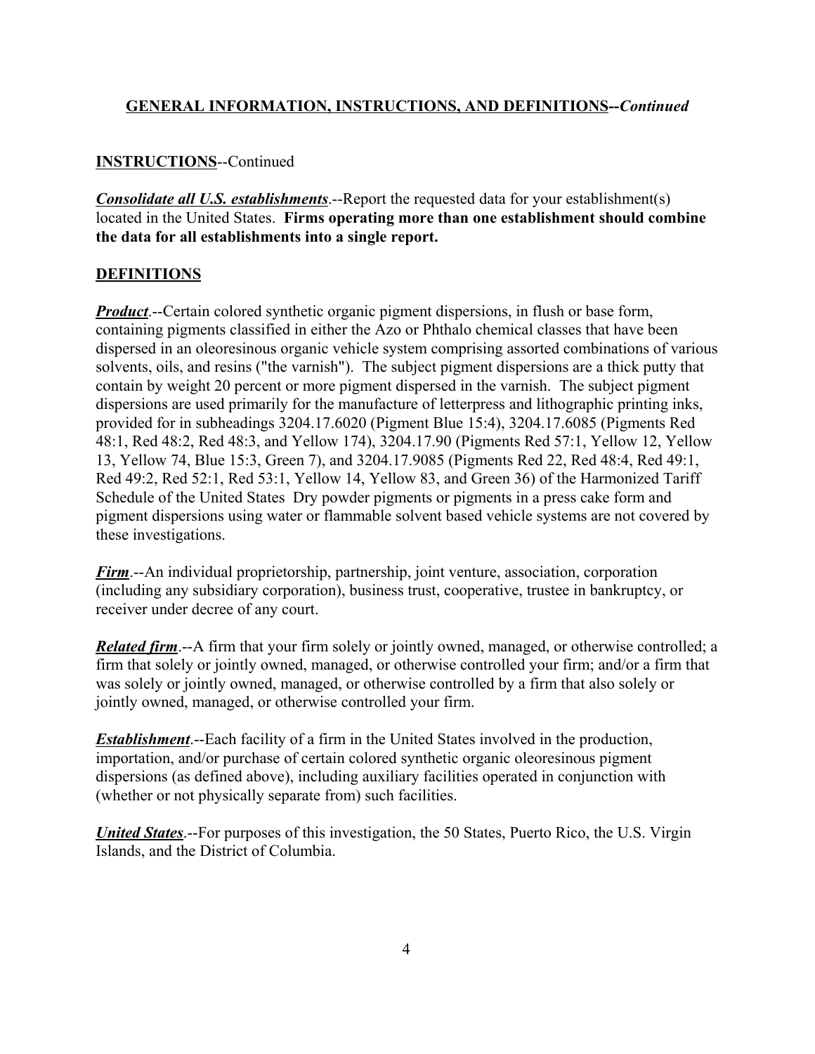## GENERAL INFORMATION, INSTRUCTIONS, AND DEFINITIONS--*Continued*

**INSTRUCTIONS**--Continued

***Consolidate all U.S. establishments***.--Report the requested data for your establishment(s) located in the United States. **Firms operating more than one establishment should combine the data for all establishments into a single report.**

**DEFINITIONS**

***Product***.--Certain colored synthetic organic pigment dispersions, in flush or base form, containing pigments classified in either the Azo or Phthalo chemical classes that have been dispersed in an oleoresinous organic vehicle system comprising assorted combinations of various solvents, oils, and resins ("the varnish"). The subject pigment dispersions are a thick putty that contain by weight 20 percent or more pigment dispersed in the varnish. The subject pigment dispersions are used primarily for the manufacture of letterpress and lithographic printing inks, provided for in subheadings 3204.17.6020 (Pigment Blue 15:4), 3204.17.6085 (Pigments Red 48:1, Red 48:2, Red 48:3, and Yellow 174), 3204.17.90 (Pigments Red 57:1, Yellow 12, Yellow 13, Yellow 74, Blue 15:3, Green 7), and 3204.17.9085 (Pigments Red 22, Red 48:4, Red 49:1, Red 49:2, Red 52:1, Red 53:1, Yellow 14, Yellow 83, and Green 36) of the Harmonized Tariff Schedule of the United States Dry powder pigments or pigments in a press cake form and pigment dispersions using water or flammable solvent based vehicle systems are not covered by these investigations.

***Firm***.--An individual proprietorship, partnership, joint venture, association, corporation (including any subsidiary corporation), business trust, cooperative, trustee in bankruptcy, or receiver under decree of any court.

***Related firm***.--A firm that your firm solely or jointly owned, managed, or otherwise controlled; a firm that solely or jointly owned, managed, or otherwise controlled your firm; and/or a firm that was solely or jointly owned, managed, or otherwise controlled by a firm that also solely or jointly owned, managed, or otherwise controlled your firm.

***Establishment***.--Each facility of a firm in the United States involved in the production, importation, and/or purchase of certain colored synthetic organic oleoresinous pigment dispersions (as defined above), including auxiliary facilities operated in conjunction with (whether or not physically separate from) such facilities.

***United States***.--For purposes of this investigation, the 50 States, Puerto Rico, the U.S. Virgin Islands, and the District of Columbia.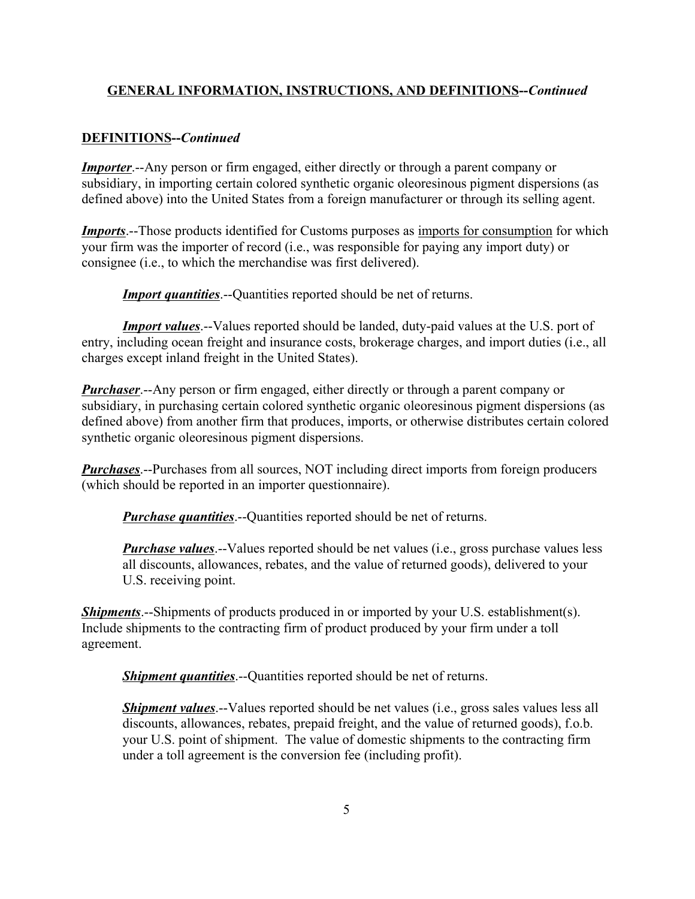## GENERAL INFORMATION, INSTRUCTIONS, AND DEFINITIONS--*Continued*

### DEFINITIONS--*Continued*

***Importer***.--Any person or firm engaged, either directly or through a parent company or subsidiary, in importing certain colored synthetic organic oleoresinous pigment dispersions (as defined above) into the United States from a foreign manufacturer or through its selling agent.

***Imports***.--Those products identified for Customs purposes as imports for consumption for which your firm was the importer of record (i.e., was responsible for paying any import duty) or consignee (i.e., to which the merchandise was first delivered).

> ***Import quantities***.--Quantities reported should be net of returns.
>
> ***Import values***.--Values reported should be landed, duty-paid values at the U.S. port of entry, including ocean freight and insurance costs, brokerage charges, and import duties (i.e., all charges except inland freight in the United States).

***Purchaser***.--Any person or firm engaged, either directly or through a parent company or subsidiary, in purchasing certain colored synthetic organic oleoresinous pigment dispersions (as defined above) from another firm that produces, imports, or otherwise distributes certain colored synthetic organic oleoresinous pigment dispersions.

***Purchases***.--Purchases from all sources, NOT including direct imports from foreign producers (which should be reported in an importer questionnaire).

> ***Purchase quantities***.--Quantities reported should be net of returns.
>
> ***Purchase values***.--Values reported should be net values (i.e., gross purchase values less all discounts, allowances, rebates, and the value of returned goods), delivered to your U.S. receiving point.

***Shipments***.--Shipments of products produced in or imported by your U.S. establishment(s). Include shipments to the contracting firm of product produced by your firm under a toll agreement.

> ***Shipment quantities***.--Quantities reported should be net of returns.
>
> ***Shipment values***.--Values reported should be net values (i.e., gross sales values less all discounts, allowances, rebates, prepaid freight, and the value of returned goods), f.o.b. your U.S. point of shipment. The value of domestic shipments to the contracting firm under a toll agreement is the conversion fee (including profit).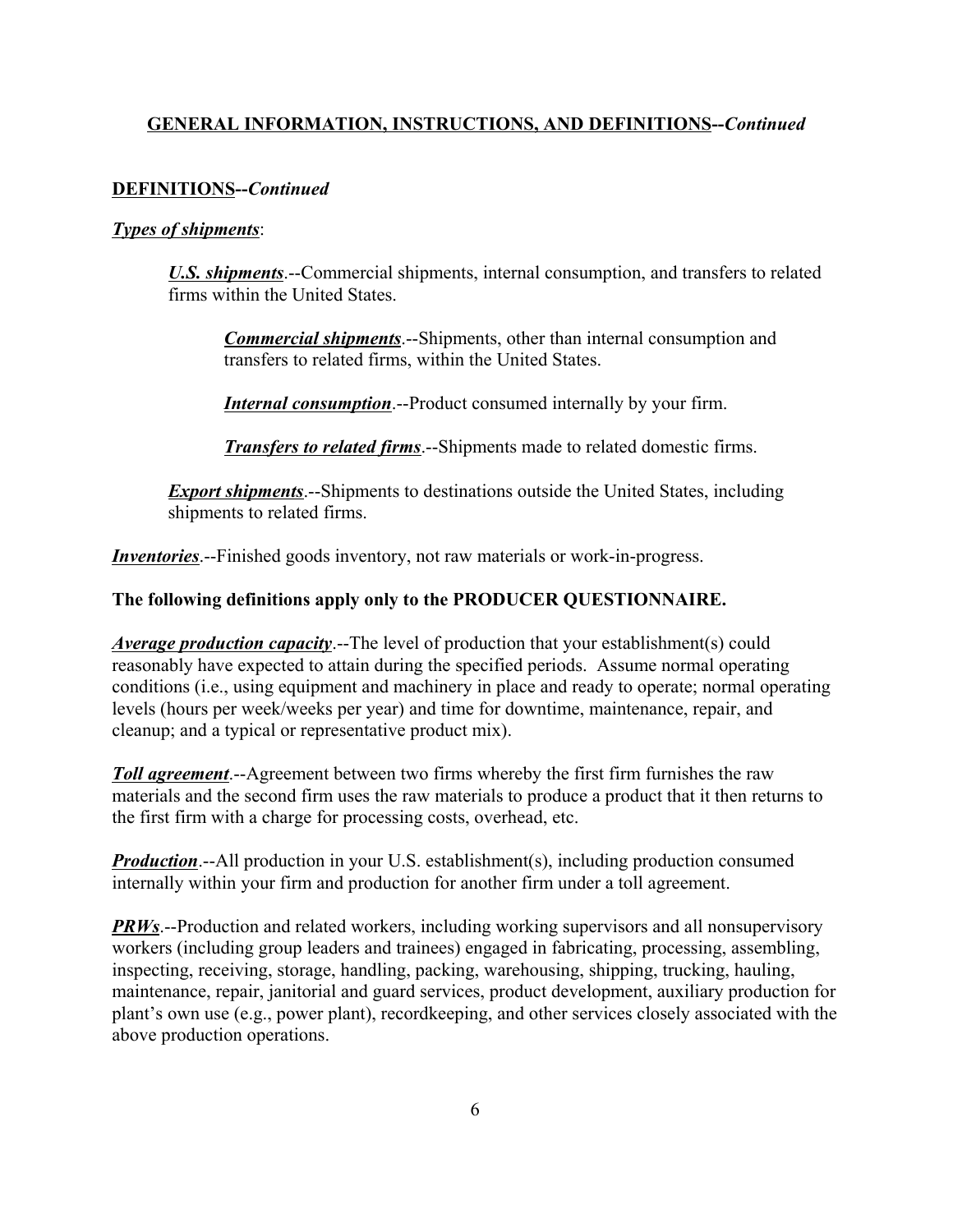## GENERAL INFORMATION, INSTRUCTIONS, AND DEFINITIONS--*Continued*

### DEFINITIONS--*Continued*

***Types of shipments***:

> ***U.S. shipments***.--Commercial shipments, internal consumption, and transfers to related firms within the United States.
>
> > ***Commercial shipments***.--Shipments, other than internal consumption and transfers to related firms, within the United States.
> >
> > ***Internal consumption***.--Product consumed internally by your firm.
> >
> > ***Transfers to related firms***.--Shipments made to related domestic firms.
>
> ***Export shipments***.--Shipments to destinations outside the United States, including shipments to related firms.

***Inventories***.--Finished goods inventory, not raw materials or work-in-progress.

**The following definitions apply only to the PRODUCER QUESTIONNAIRE.**

***Average production capacity***.--The level of production that your establishment(s) could reasonably have expected to attain during the specified periods. Assume normal operating conditions (i.e., using equipment and machinery in place and ready to operate; normal operating levels (hours per week/weeks per year) and time for downtime, maintenance, repair, and cleanup; and a typical or representative product mix).

***Toll agreement***.--Agreement between two firms whereby the first firm furnishes the raw materials and the second firm uses the raw materials to produce a product that it then returns to the first firm with a charge for processing costs, overhead, etc.

***Production***.--All production in your U.S. establishment(s), including production consumed internally within your firm and production for another firm under a toll agreement.

***PRWs***.--Production and related workers, including working supervisors and all nonsupervisory workers (including group leaders and trainees) engaged in fabricating, processing, assembling, inspecting, receiving, storage, handling, packing, warehousing, shipping, trucking, hauling, maintenance, repair, janitorial and guard services, product development, auxiliary production for plant's own use (e.g., power plant), recordkeeping, and other services closely associated with the above production operations.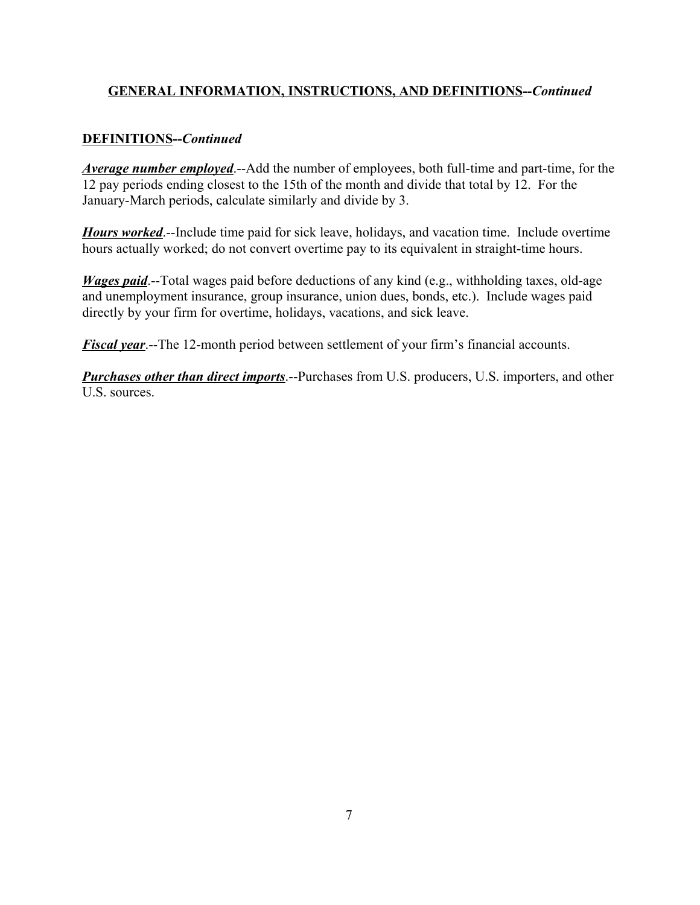## **GENERAL INFORMATION, INSTRUCTIONS, AND DEFINITIONS--*Continued***

### **DEFINITIONS--*Continued***

***Average number employed***.--Add the number of employees, both full-time and part-time, for the 12 pay periods ending closest to the 15th of the month and divide that total by 12. For the January-March periods, calculate similarly and divide by 3.

***Hours worked***.--Include time paid for sick leave, holidays, and vacation time. Include overtime hours actually worked; do not convert overtime pay to its equivalent in straight-time hours.

***Wages paid***.--Total wages paid before deductions of any kind (e.g., withholding taxes, old-age and unemployment insurance, group insurance, union dues, bonds, etc.). Include wages paid directly by your firm for overtime, holidays, vacations, and sick leave.

***Fiscal year***.--The 12-month period between settlement of your firm's financial accounts.

***Purchases other than direct imports***.--Purchases from U.S. producers, U.S. importers, and other U.S. sources.